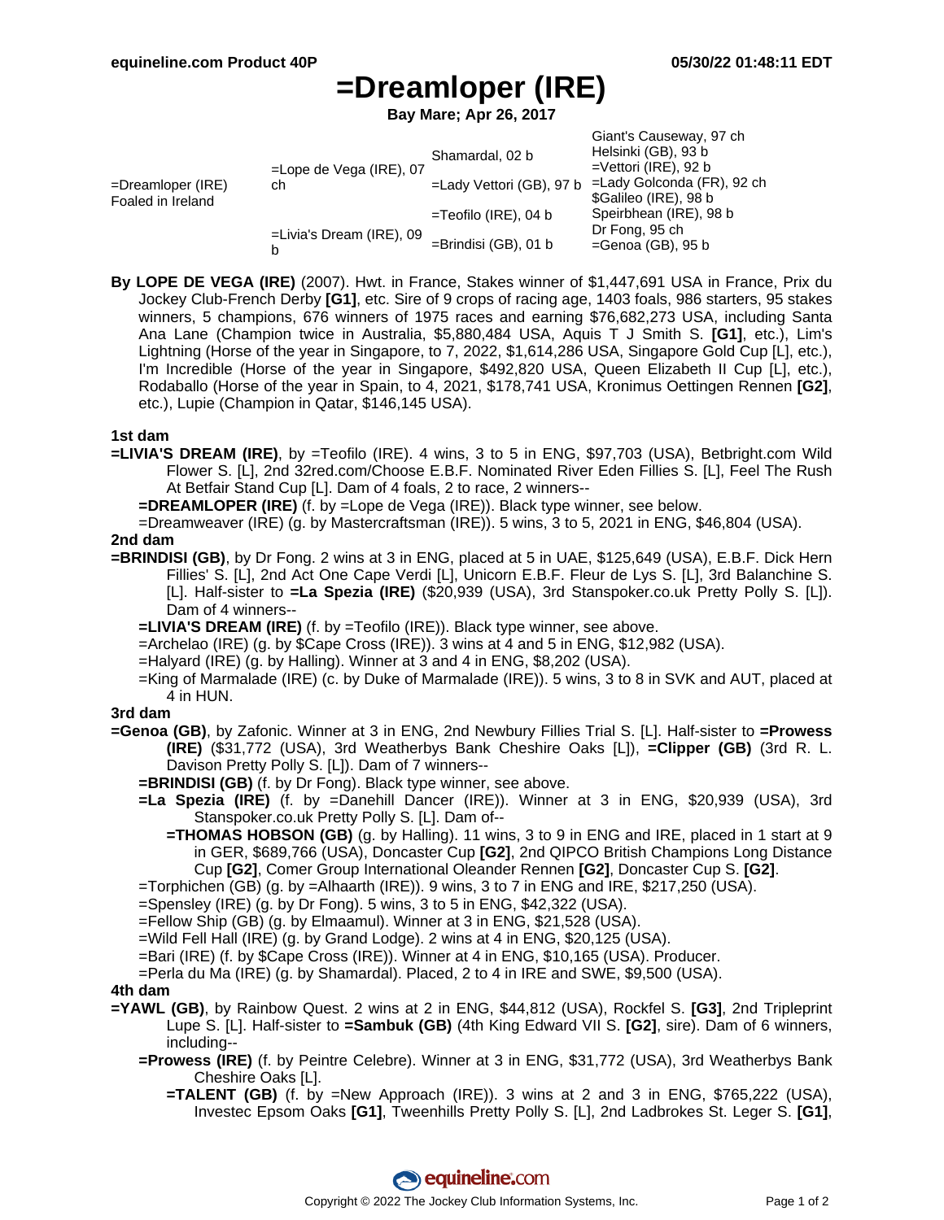# =Dreamloper (IRE)

**Bay Mare; Apr 26, 2017**

| | | | |
|---|---|---|---|
| =Dreamloper (IRE) Foaled in Ireland | =Lope de Vega (IRE), 07 ch | Shamardal, 02 b | Giant's Causeway, 97 ch |
| | | | Helsinki (GB), 93 b |
| | | =Lady Vettori (GB), 97 b | =Vettori (IRE), 92 b |
| | | | =Lady Golconda (FR), 92 ch |
| | =Livia's Dream (IRE), 09 b | =Teofilo (IRE), 04 b | $Galileo (IRE), 98 b |
| | | | Speirbhean (IRE), 98 b |
| | | =Brindisi (GB), 01 b | Dr Fong, 95 ch |
| | | | =Genoa (GB), 95 b |

**By LOPE DE VEGA (IRE)** (2007). Hwt. in France, Stakes winner of $1,447,691 USA in France, Prix du Jockey Club-French Derby **[G1]**, etc. Sire of 9 crops of racing age, 1403 foals, 986 starters, 95 stakes winners, 5 champions, 676 winners of 1975 races and earning $76,682,273 USA, including Santa Ana Lane (Champion twice in Australia, $5,880,484 USA, Aquis T J Smith S. **[G1]**, etc.), Lim's Lightning (Horse of the year in Singapore, to 7, 2022, $1,614,286 USA, Singapore Gold Cup [L], etc.), I'm Incredible (Horse of the year in Singapore, $492,820 USA, Queen Elizabeth II Cup [L], etc.), Rodaballo (Horse of the year in Spain, to 4, 2021, $178,741 USA, Kronimus Oettingen Rennen **[G2]**, etc.), Lupie (Champion in Qatar, $146,145 USA).

### 1st dam

**=LIVIA'S DREAM (IRE)**, by =Teofilo (IRE). 4 wins, 3 to 5 in ENG, $97,703 (USA), Betbright.com Wild Flower S. [L], 2nd 32red.com/Choose E.B.F. Nominated River Eden Fillies S. [L], Feel The Rush At Betfair Stand Cup [L]. Dam of 4 foals, 2 to race, 2 winners--

- **=DREAMLOPER (IRE)** (f. by =Lope de Vega (IRE)). Black type winner, see below.
- =Dreamweaver (IRE) (g. by Mastercraftsman (IRE)). 5 wins, 3 to 5, 2021 in ENG, $46,804 (USA).

### 2nd dam

**=BRINDISI (GB)**, by Dr Fong. 2 wins at 3 in ENG, placed at 5 in UAE, $125,649 (USA), E.B.F. Dick Hern Fillies' S. [L], 2nd Act One Cape Verdi [L], Unicorn E.B.F. Fleur de Lys S. [L], 3rd Balanchine S. [L]. Half-sister to **=La Spezia (IRE)** ($20,939 (USA), 3rd Stanspoker.co.uk Pretty Polly S. [L]). Dam of 4 winners--

- **=LIVIA'S DREAM (IRE)** (f. by =Teofilo (IRE)). Black type winner, see above.
- =Archelao (IRE) (g. by $Cape Cross (IRE)). 3 wins at 4 and 5 in ENG, $12,982 (USA).
- =Halyard (IRE) (g. by Halling). Winner at 3 and 4 in ENG, $8,202 (USA).
- =King of Marmalade (IRE) (c. by Duke of Marmalade (IRE)). 5 wins, 3 to 8 in SVK and AUT, placed at 4 in HUN.

### 3rd dam

**=Genoa (GB)**, by Zafonic. Winner at 3 in ENG, 2nd Newbury Fillies Trial S. [L]. Half-sister to **=Prowess (IRE)** ($31,772 (USA), 3rd Weatherbys Bank Cheshire Oaks [L]), **=Clipper (GB)** (3rd R. L. Davison Pretty Polly S. [L]). Dam of 7 winners--

- **=BRINDISI (GB)** (f. by Dr Fong). Black type winner, see above.
- **=La Spezia (IRE)** (f. by =Danehill Dancer (IRE)). Winner at 3 in ENG, $20,939 (USA), 3rd Stanspoker.co.uk Pretty Polly S. [L]. Dam of--
  - **=THOMAS HOBSON (GB)** (g. by Halling). 11 wins, 3 to 9 in ENG and IRE, placed in 1 start at 9 in GER, $689,766 (USA), Doncaster Cup **[G2]**, 2nd QIPCO British Champions Long Distance Cup **[G2]**, Comer Group International Oleander Rennen **[G2]**, Doncaster Cup S. **[G2]**.
- =Torphichen (GB) (g. by =Alhaarth (IRE)). 9 wins, 3 to 7 in ENG and IRE, $217,250 (USA).
- =Spensley (IRE) (g. by Dr Fong). 5 wins, 3 to 5 in ENG, $42,322 (USA).
- =Fellow Ship (GB) (g. by Elmaamul). Winner at 3 in ENG, $21,528 (USA).
- =Wild Fell Hall (IRE) (g. by Grand Lodge). 2 wins at 4 in ENG, $20,125 (USA).
- =Bari (IRE) (f. by $Cape Cross (IRE)). Winner at 4 in ENG, $10,165 (USA). Producer.
- =Perla du Ma (IRE) (g. by Shamardal). Placed, 2 to 4 in IRE and SWE, $9,500 (USA).

### 4th dam

**=YAWL (GB)**, by Rainbow Quest. 2 wins at 2 in ENG, $44,812 (USA), Rockfel S. **[G3]**, 2nd Tripleprint Lupe S. [L]. Half-sister to **=Sambuk (GB)** (4th King Edward VII S. **[G2]**, sire). Dam of 6 winners, including--

- **=Prowess (IRE)** (f. by Peintre Celebre). Winner at 3 in ENG, $31,772 (USA), 3rd Weatherbys Bank Cheshire Oaks [L].
  - **=TALENT (GB)** (f. by =New Approach (IRE)). 3 wins at 2 and 3 in ENG, $765,222 (USA), Investec Epsom Oaks **[G1]**, Tweenhills Pretty Polly S. [L], 2nd Ladbrokes St. Leger S. **[G1]**,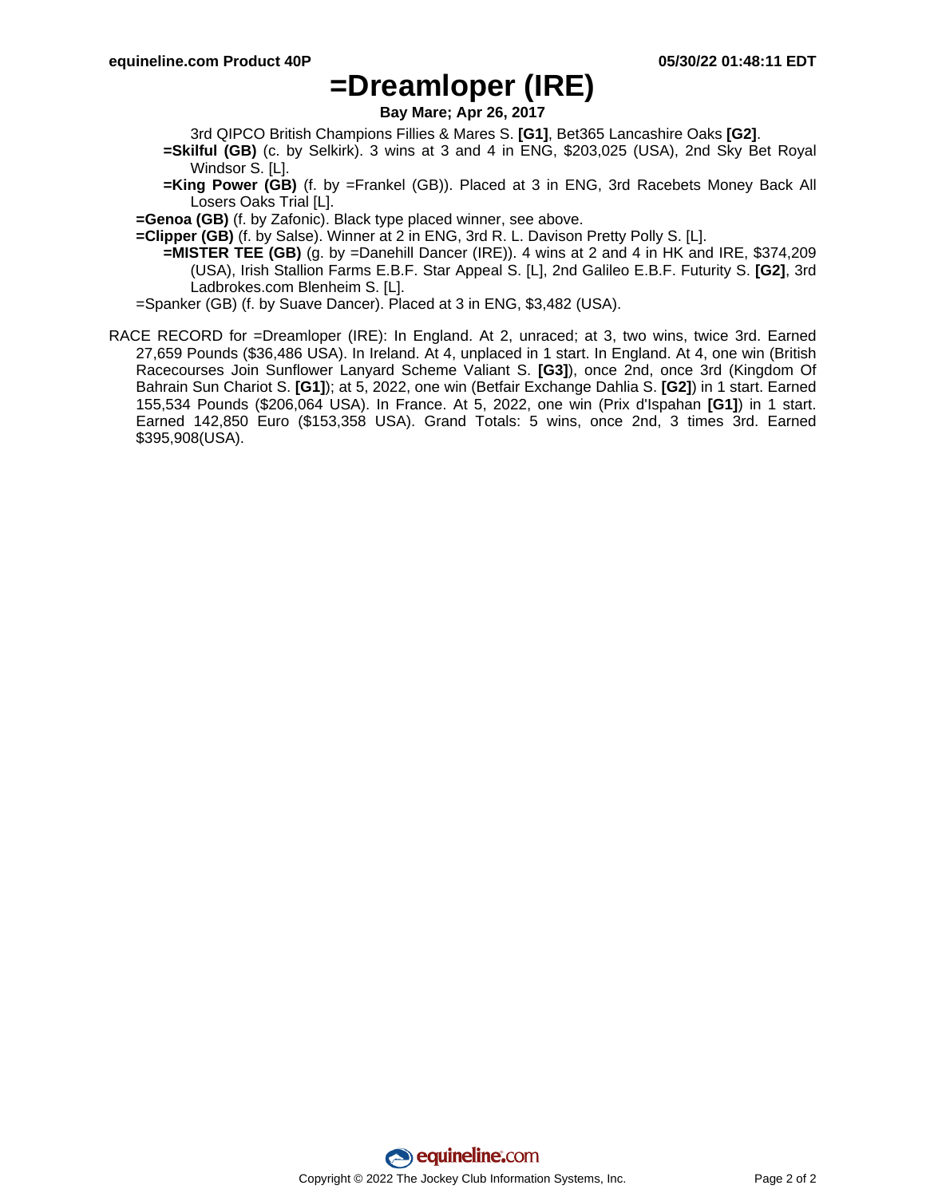# =Dreamloper (IRE)

**Bay Mare; Apr 26, 2017**

3rd QIPCO British Champions Fillies & Mares S. **[G1]**, Bet365 Lancashire Oaks **[G2]**.

**=Skilful (GB)** (c. by Selkirk). 3 wins at 3 and 4 in ENG, $203,025 (USA), 2nd Sky Bet Royal Windsor S. [L].

**=King Power (GB)** (f. by =Frankel (GB)). Placed at 3 in ENG, 3rd Racebets Money Back All Losers Oaks Trial [L].

**=Genoa (GB)** (f. by Zafonic). Black type placed winner, see above.

**=Clipper (GB)** (f. by Salse). Winner at 2 in ENG, 3rd R. L. Davison Pretty Polly S. [L].

**=MISTER TEE (GB)** (g. by =Danehill Dancer (IRE)). 4 wins at 2 and 4 in HK and IRE, $374,209 (USA), Irish Stallion Farms E.B.F. Star Appeal S. [L], 2nd Galileo E.B.F. Futurity S. **[G2]**, 3rd Ladbrokes.com Blenheim S. [L].

=Spanker (GB) (f. by Suave Dancer). Placed at 3 in ENG, $3,482 (USA).

RACE RECORD for =Dreamloper (IRE): In England. At 2, unraced; at 3, two wins, twice 3rd. Earned 27,659 Pounds ($36,486 USA). In Ireland. At 4, unplaced in 1 start. In England. At 4, one win (British Racecourses Join Sunflower Lanyard Scheme Valiant S. **[G3]**), once 2nd, once 3rd (Kingdom Of Bahrain Sun Chariot S. **[G1]**); at 5, 2022, one win (Betfair Exchange Dahlia S. **[G2]**) in 1 start. Earned 155,534 Pounds ($206,064 USA). In France. At 5, 2022, one win (Prix d'Ispahan **[G1]**) in 1 start. Earned 142,850 Euro ($153,358 USA). Grand Totals: 5 wins, once 2nd, 3 times 3rd. Earned $395,908(USA).